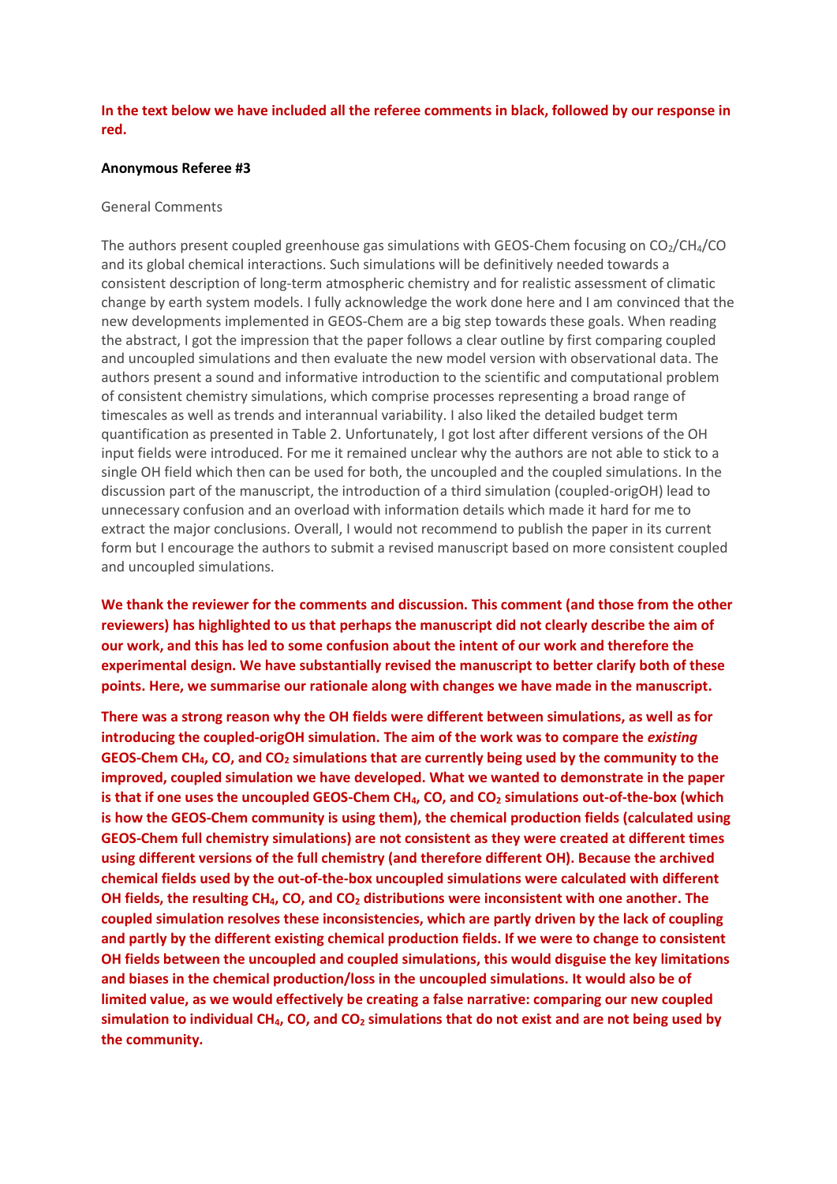**In the text below we have included all the referee comments in black, followed by our response in red.**

**Anonymous Referee #3**

General Comments

The authors present coupled greenhouse gas simulations with GEOS-Chem focusing on $CO_2$/$CH_4$/CO and its global chemical interactions. Such simulations will be definitively needed towards a consistent description of long-term atmospheric chemistry and for realistic assessment of climatic change by earth system models. I fully acknowledge the work done here and I am convinced that the new developments implemented in GEOS-Chem are a big step towards these goals. When reading the abstract, I got the impression that the paper follows a clear outline by first comparing coupled and uncoupled simulations and then evaluate the new model version with observational data. The authors present a sound and informative introduction to the scientific and computational problem of consistent chemistry simulations, which comprise processes representing a broad range of timescales as well as trends and interannual variability. I also liked the detailed budget term quantification as presented in Table 2. Unfortunately, I got lost after different versions of the OH input fields were introduced. For me it remained unclear why the authors are not able to stick to a single OH field which then can be used for both, the uncoupled and the coupled simulations. In the discussion part of the manuscript, the introduction of a third simulation (coupled-origOH) lead to unnecessary confusion and an overload with information details which made it hard for me to extract the major conclusions. Overall, I would not recommend to publish the paper in its current form but I encourage the authors to submit a revised manuscript based on more consistent coupled and uncoupled simulations.

**We thank the reviewer for the comments and discussion. This comment (and those from the other reviewers) has highlighted to us that perhaps the manuscript did not clearly describe the aim of our work, and this has led to some confusion about the intent of our work and therefore the experimental design. We have substantially revised the manuscript to better clarify both of these points. Here, we summarise our rationale along with changes we have made in the manuscript.**

**There was a strong reason why the OH fields were different between simulations, as well as for introducing the coupled-origOH simulation. The aim of the work was to compare the *existing* GEOS-Chem $CH_4$, CO, and $CO_2$ simulations that are currently being used by the community to the improved, coupled simulation we have developed. What we wanted to demonstrate in the paper is that if one uses the uncoupled GEOS-Chem $CH_4$, CO, and $CO_2$ simulations out-of-the-box (which is how the GEOS-Chem community is using them), the chemical production fields (calculated using GEOS-Chem full chemistry simulations) are not consistent as they were created at different times using different versions of the full chemistry (and therefore different OH). Because the archived chemical fields used by the out-of-the-box uncoupled simulations were calculated with different OH fields, the resulting $CH_4$, CO, and $CO_2$ distributions were inconsistent with one another. The coupled simulation resolves these inconsistencies, which are partly driven by the lack of coupling and partly by the different existing chemical production fields. If we were to change to consistent OH fields between the uncoupled and coupled simulations, this would disguise the key limitations and biases in the chemical production/loss in the uncoupled simulations. It would also be of limited value, as we would effectively be creating a false narrative: comparing our new coupled simulation to individual $CH_4$, CO, and $CO_2$ simulations that do not exist and are not being used by the community.**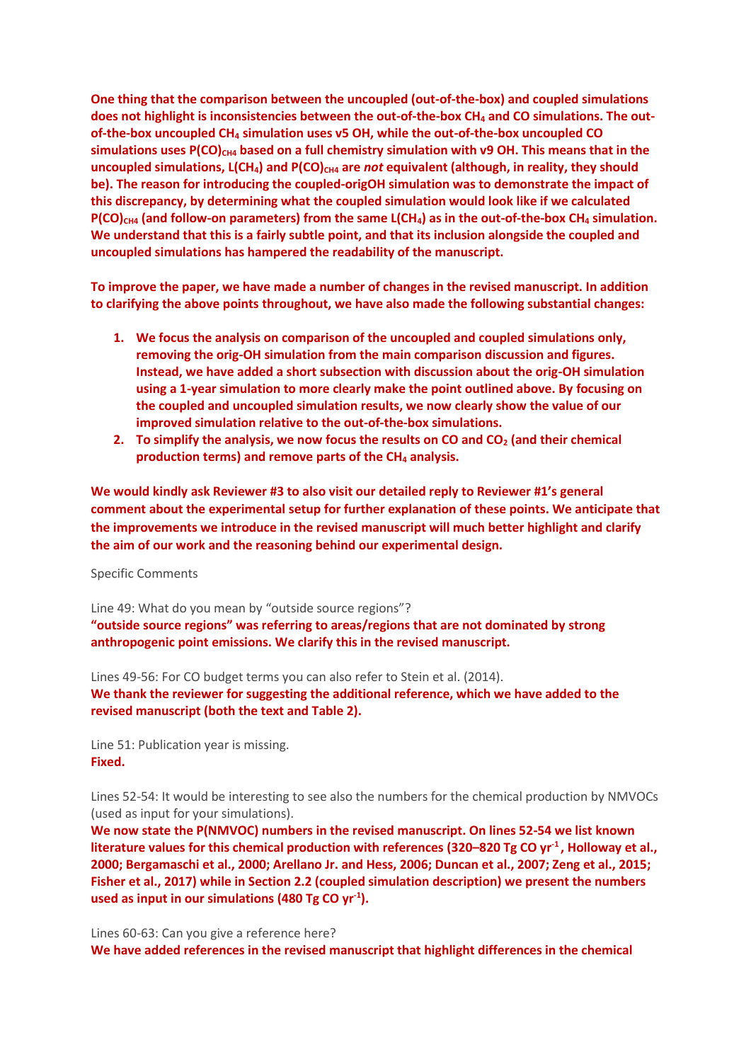**One thing that the comparison between the uncoupled (out-of-the-box) and coupled simulations does not highlight is inconsistencies between the out-of-the-box $CH_4$ and CO simulations. The out-of-the-box uncoupled $CH_4$ simulation uses v5 OH, while the out-of-the-box uncoupled CO simulations uses $P(CO)_{CH4}$ based on a full chemistry simulation with v9 OH. This means that in the uncoupled simulations, $L(CH_4)$ and $P(CO)_{CH4}$ are *not* equivalent (although, in reality, they should be). The reason for introducing the coupled-origOH simulation was to demonstrate the impact of this discrepancy, by determining what the coupled simulation would look like if we calculated $P(CO)_{CH4}$ (and follow-on parameters) from the same $L(CH_4)$ as in the out-of-the-box $CH_4$ simulation. We understand that this is a fairly subtle point, and that its inclusion alongside the coupled and uncoupled simulations has hampered the readability of the manuscript.**

**To improve the paper, we have made a number of changes in the revised manuscript. In addition to clarifying the above points throughout, we have also made the following substantial changes:**

1. **We focus the analysis on comparison of the uncoupled and coupled simulations only, removing the orig-OH simulation from the main comparison discussion and figures. Instead, we have added a short subsection with discussion about the orig-OH simulation using a 1-year simulation to more clearly make the point outlined above. By focusing on the coupled and uncoupled simulation results, we now clearly show the value of our improved simulation relative to the out-of-the-box simulations.**
2. **To simplify the analysis, we now focus the results on CO and $CO_2$ (and their chemical production terms) and remove parts of the $CH_4$ analysis.**

**We would kindly ask Reviewer #3 to also visit our detailed reply to Reviewer #1's general comment about the experimental setup for further explanation of these points. We anticipate that the improvements we introduce in the revised manuscript will much better highlight and clarify the aim of our work and the reasoning behind our experimental design.**

Specific Comments

Line 49: What do you mean by "outside source regions"?
**"outside source regions" was referring to areas/regions that are not dominated by strong anthropogenic point emissions. We clarify this in the revised manuscript.**

Lines 49-56: For CO budget terms you can also refer to Stein et al. (2014).
**We thank the reviewer for suggesting the additional reference, which we have added to the revised manuscript (both the text and Table 2).**

Line 51: Publication year is missing.
**Fixed.**

Lines 52-54: It would be interesting to see also the numbers for the chemical production by NMVOCs (used as input for your simulations).
**We now state the P(NMVOC) numbers in the revised manuscript. On lines 52-54 we list known literature values for this chemical production with references (320–820 Tg CO $yr^{-1}$, Holloway et al., 2000; Bergamaschi et al., 2000; Arellano Jr. and Hess, 2006; Duncan et al., 2007; Zeng et al., 2015; Fisher et al., 2017) while in Section 2.2 (coupled simulation description) we present the numbers used as input in our simulations (480 Tg CO $yr^{-1}$).**

Lines 60-63: Can you give a reference here?
**We have added references in the revised manuscript that highlight differences in the chemical**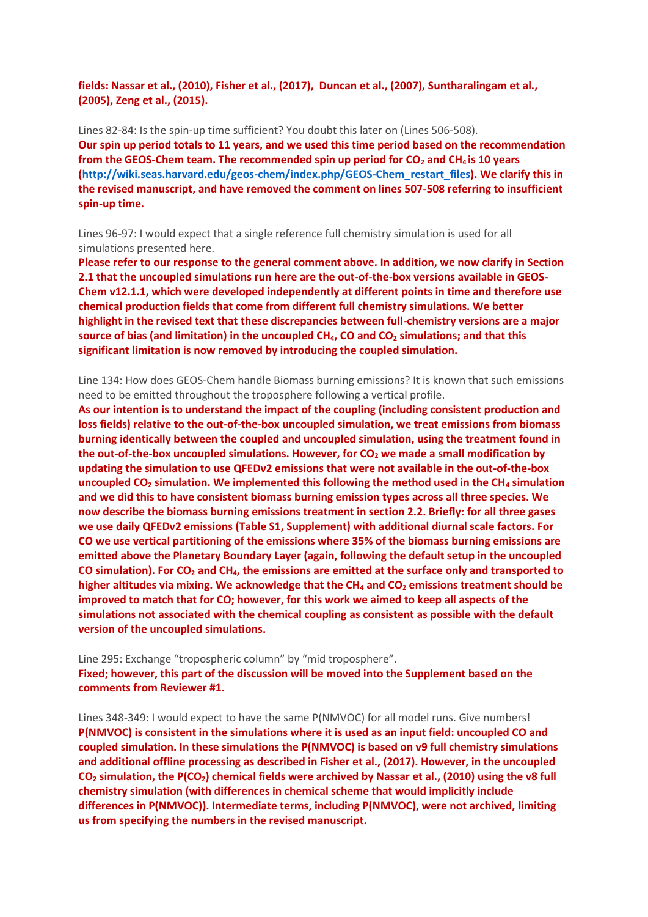**fields: Nassar et al., (2010), Fisher et al., (2017), Duncan et al., (2007), Suntharalingam et al., (2005), Zeng et al., (2015).**

Lines 82-84: Is the spin-up time sufficient? You doubt this later on (Lines 506-508).

**Our spin up period totals to 11 years, and we used this time period based on the recommendation from the GEOS-Chem team. The recommended spin up period for $CO_2$ and $CH_4$ is 10 years (http://wiki.seas.harvard.edu/geos-chem/index.php/GEOS-Chem_restart_files). We clarify this in the revised manuscript, and have removed the comment on lines 507-508 referring to insufficient spin-up time.**

Lines 96-97: I would expect that a single reference full chemistry simulation is used for all simulations presented here.

**Please refer to our response to the general comment above. In addition, we now clarify in Section 2.1 that the uncoupled simulations run here are the out-of-the-box versions available in GEOS-Chem v12.1.1, which were developed independently at different points in time and therefore use chemical production fields that come from different full chemistry simulations. We better highlight in the revised text that these discrepancies between full-chemistry versions are a major source of bias (and limitation) in the uncoupled $CH_4$, CO and $CO_2$ simulations; and that this significant limitation is now removed by introducing the coupled simulation.**

Line 134: How does GEOS-Chem handle Biomass burning emissions? It is known that such emissions need to be emitted throughout the troposphere following a vertical profile.

**As our intention is to understand the impact of the coupling (including consistent production and loss fields) relative to the out-of-the-box uncoupled simulation, we treat emissions from biomass burning identically between the coupled and uncoupled simulation, using the treatment found in the out-of-the-box uncoupled simulations. However, for $CO_2$ we made a small modification by updating the simulation to use QFEDv2 emissions that were not available in the out-of-the-box uncoupled $CO_2$ simulation. We implemented this following the method used in the $CH_4$ simulation and we did this to have consistent biomass burning emission types across all three species. We now describe the biomass burning emissions treatment in section 2.2. Briefly: for all three gases we use daily QFEDv2 emissions (Table S1, Supplement) with additional diurnal scale factors. For CO we use vertical partitioning of the emissions where 35% of the biomass burning emissions are emitted above the Planetary Boundary Layer (again, following the default setup in the uncoupled CO simulation). For $CO_2$ and $CH_4$, the emissions are emitted at the surface only and transported to higher altitudes via mixing. We acknowledge that the $CH_4$ and $CO_2$ emissions treatment should be improved to match that for CO; however, for this work we aimed to keep all aspects of the simulations not associated with the chemical coupling as consistent as possible with the default version of the uncoupled simulations.**

Line 295: Exchange "tropospheric column" by "mid troposphere".

**Fixed; however, this part of the discussion will be moved into the Supplement based on the comments from Reviewer #1.**

Lines 348-349: I would expect to have the same P(NMVOC) for all model runs. Give numbers!

**P(NMVOC) is consistent in the simulations where it is used as an input field: uncoupled CO and coupled simulation. In these simulations the P(NMVOC) is based on v9 full chemistry simulations and additional offline processing as described in Fisher et al., (2017). However, in the uncoupled $CO_2$ simulation, the P($CO_2$) chemical fields were archived by Nassar et al., (2010) using the v8 full chemistry simulation (with differences in chemical scheme that would implicitly include differences in P(NMVOC)). Intermediate terms, including P(NMVOC), were not archived, limiting us from specifying the numbers in the revised manuscript.**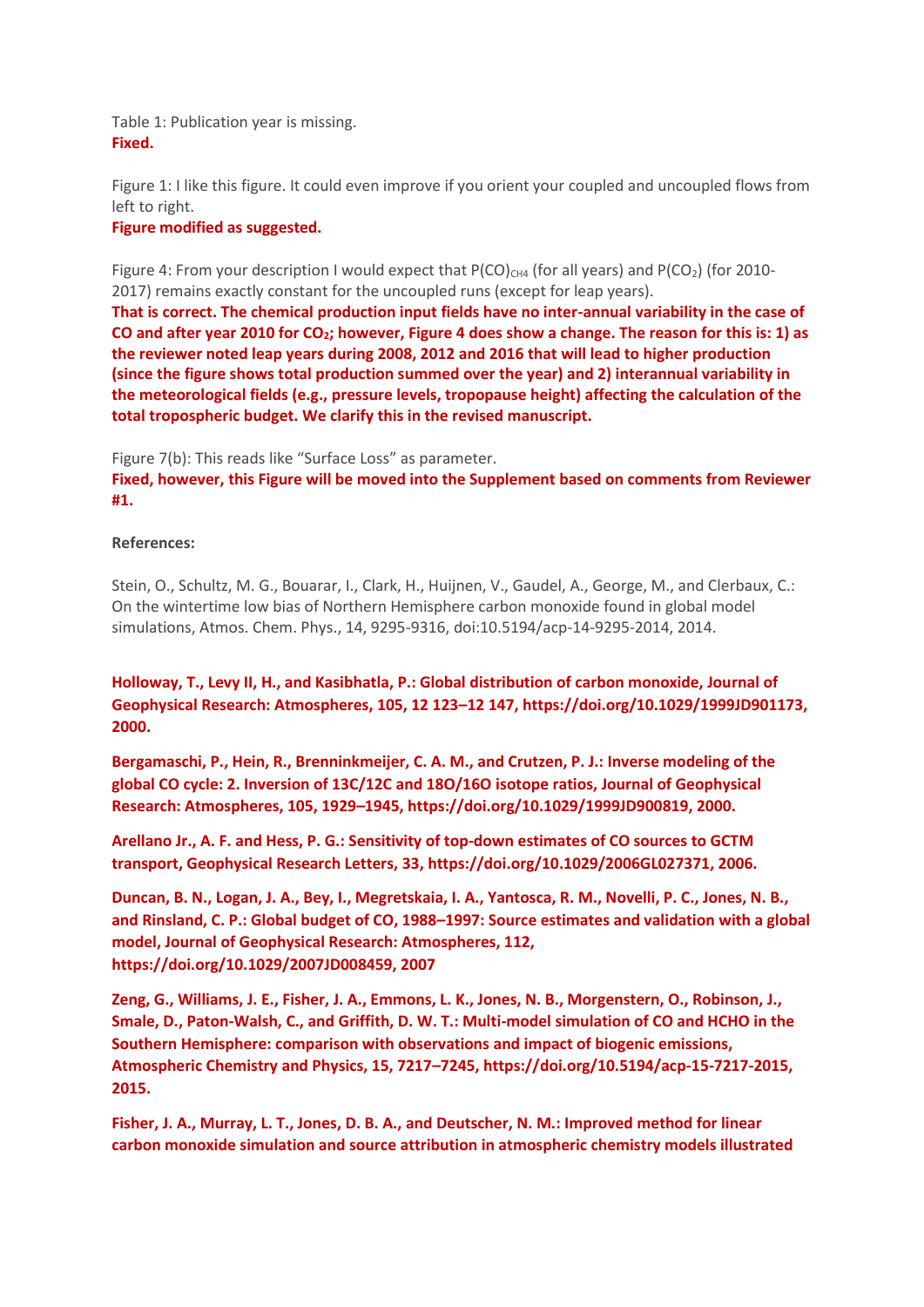Table 1: Publication year is missing.
**Fixed.**

Figure 1: I like this figure. It could even improve if you orient your coupled and uncoupled flows from left to right.
**Figure modified as suggested.**

Figure 4: From your description I would expect that $P(CO)_{CH4}$ (for all years) and $P(CO_2)$ (for 2010-2017) remains exactly constant for the uncoupled runs (except for leap years).
**That is correct. The chemical production input fields have no inter-annual variability in the case of CO and after year 2010 for $CO_2$; however, Figure 4 does show a change. The reason for this is: 1) as the reviewer noted leap years during 2008, 2012 and 2016 that will lead to higher production (since the figure shows total production summed over the year) and 2) interannual variability in the meteorological fields (e.g., pressure levels, tropopause height) affecting the calculation of the total tropospheric budget. We clarify this in the revised manuscript.**

Figure 7(b): This reads like "Surface Loss" as parameter.
**Fixed, however, this Figure will be moved into the Supplement based on comments from Reviewer #1.**

**References:**

Stein, O., Schultz, M. G., Bouarar, I., Clark, H., Huijnen, V., Gaudel, A., George, M., and Clerbaux, C.: On the wintertime low bias of Northern Hemisphere carbon monoxide found in global model simulations, Atmos. Chem. Phys., 14, 9295-9316, doi:10.5194/acp-14-9295-2014, 2014.

**Holloway, T., Levy II, H., and Kasibhatla, P.: Global distribution of carbon monoxide, Journal of Geophysical Research: Atmospheres, 105, 12 123–12 147, https://doi.org/10.1029/1999JD901173, 2000.**

**Bergamaschi, P., Hein, R., Brenninkmeijer, C. A. M., and Crutzen, P. J.: Inverse modeling of the global CO cycle: 2. Inversion of 13C/12C and 18O/16O isotope ratios, Journal of Geophysical Research: Atmospheres, 105, 1929–1945, https://doi.org/10.1029/1999JD900819, 2000.**

**Arellano Jr., A. F. and Hess, P. G.: Sensitivity of top-down estimates of CO sources to GCTM transport, Geophysical Research Letters, 33, https://doi.org/10.1029/2006GL027371, 2006.**

**Duncan, B. N., Logan, J. A., Bey, I., Megretskaia, I. A., Yantosca, R. M., Novelli, P. C., Jones, N. B., and Rinsland, C. P.: Global budget of CO, 1988–1997: Source estimates and validation with a global model, Journal of Geophysical Research: Atmospheres, 112, https://doi.org/10.1029/2007JD008459, 2007**

**Zeng, G., Williams, J. E., Fisher, J. A., Emmons, L. K., Jones, N. B., Morgenstern, O., Robinson, J., Smale, D., Paton-Walsh, C., and Griffith, D. W. T.: Multi-model simulation of CO and HCHO in the Southern Hemisphere: comparison with observations and impact of biogenic emissions, Atmospheric Chemistry and Physics, 15, 7217–7245, https://doi.org/10.5194/acp-15-7217-2015, 2015.**

**Fisher, J. A., Murray, L. T., Jones, D. B. A., and Deutscher, N. M.: Improved method for linear carbon monoxide simulation and source attribution in atmospheric chemistry models illustrated**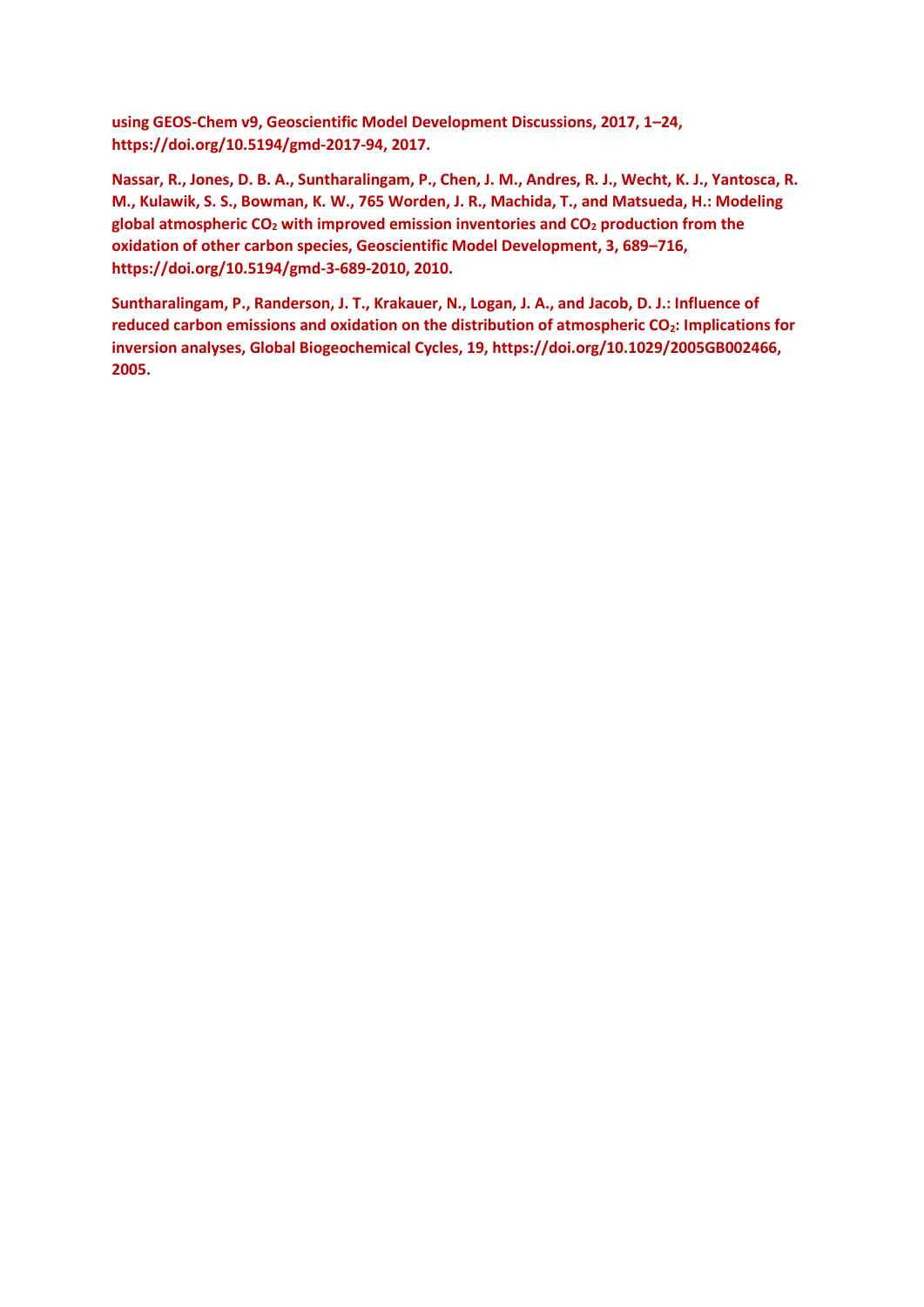**using GEOS-Chem v9, Geoscientific Model Development Discussions, 2017, 1–24, https://doi.org/10.5194/gmd-2017-94, 2017.**

**Nassar, R., Jones, D. B. A., Suntharalingam, P., Chen, J. M., Andres, R. J., Wecht, K. J., Yantosca, R. M., Kulawik, S. S., Bowman, K. W., 765 Worden, J. R., Machida, T., and Matsueda, H.: Modeling global atmospheric $CO_2$ with improved emission inventories and $CO_2$ production from the oxidation of other carbon species, Geoscientific Model Development, 3, 689–716, https://doi.org/10.5194/gmd-3-689-2010, 2010.**

**Suntharalingam, P., Randerson, J. T., Krakauer, N., Logan, J. A., and Jacob, D. J.: Influence of reduced carbon emissions and oxidation on the distribution of atmospheric $CO_2$: Implications for inversion analyses, Global Biogeochemical Cycles, 19, https://doi.org/10.1029/2005GB002466, 2005.**